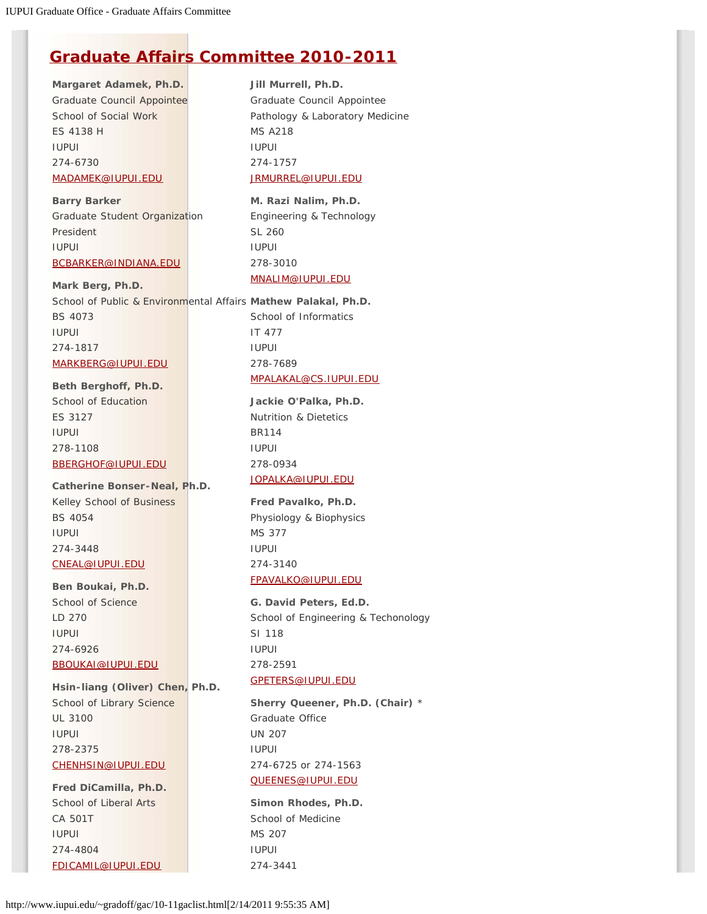# Graduate Affairs Committee 2010-2011

**Margaret Adamek, Ph.D.**
Graduate Council Appointee
School of Social Work
ES 4138 H
IUPUI
274-6730
MADAMEK@IUPUI.EDU

**Barry Barker**
Graduate Student Organization President
IUPUI
BCBARKER@INDIANA.EDU

**Mark Berg, Ph.D.**
School of Public & Environmental Affairs
BS 4073
IUPUI
274-1817
MARKBERG@IUPUI.EDU

**Beth Berghoff, Ph.D.**
School of Education
ES 3127
IUPUI
278-1108
BBERGHOF@IUPUI.EDU

**Catherine Bonser-Neal, Ph.D.**
Kelley School of Business
BS 4054
IUPUI
274-3448
CNEAL@IUPUI.EDU

**Ben Boukai, Ph.D.**
School of Science
LD 270
IUPUI
274-6926
BBOUKAI@IUPUI.EDU

**Hsin-liang (Oliver) Chen, Ph.D.**
School of Library Science
UL 3100
IUPUI
278-2375
CHENHSIN@IUPUI.EDU

**Fred DiCamilla, Ph.D.**
School of Liberal Arts
CA 501T
IUPUI
274-4804
FDICAMIL@IUPUI.EDU

**Jill Murrell, Ph.D.**
Graduate Council Appointee
Pathology & Laboratory Medicine
MS A218
IUPUI
274-1757
JRMURREL@IUPUI.EDU

**M. Razi Nalim, Ph.D.**
Engineering & Technology
SL 260
IUPUI
278-3010
MNALIM@IUPUI.EDU

**Mathew Palakal, Ph.D.**
School of Informatics
IT 477
IUPUI
278-7689
MPALAKAL@CS.IUPUI.EDU

**Jackie O'Palka, Ph.D.**
Nutrition & Dietetics
BR114
IUPUI
278-0934
JOPALKA@IUPUI.EDU

**Fred Pavalko, Ph.D.**
Physiology & Biophysics
MS 377
IUPUI
274-3140
FPAVALKO@IUPUI.EDU

**G. David Peters, Ed.D.**
School of Engineering & Techonology
SI 118
IUPUI
278-2591
GPETERS@IUPUI.EDU

**Sherry Queener, Ph.D. (Chair)** *
Graduate Office
UN 207
IUPUI
274-6725 or 274-1563
QUEENES@IUPUI.EDU

**Simon Rhodes, Ph.D.**
School of Medicine
MS 207
IUPUI
274-3441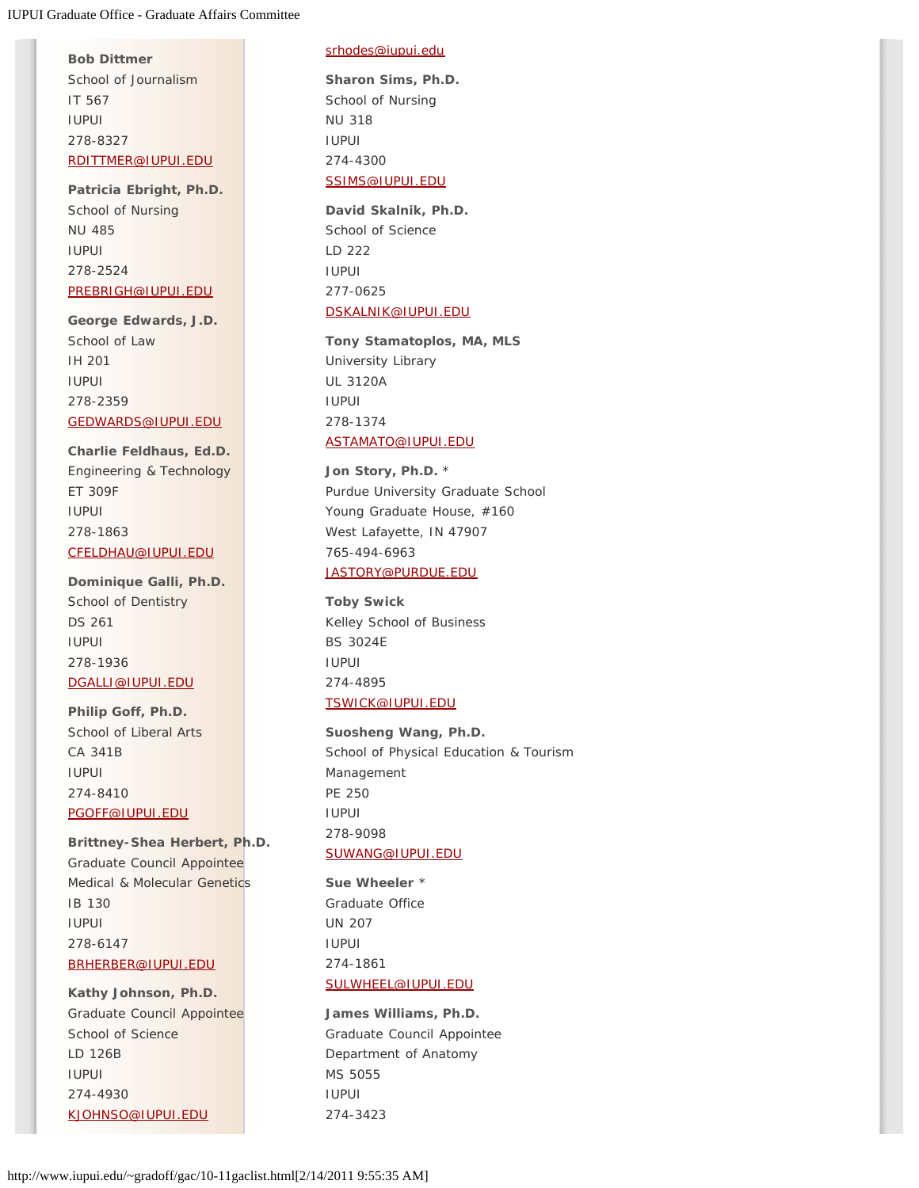**Bob Dittmer**
School of Journalism
IT 567
IUPUI
278-8327
RDITTMER@IUPUI.EDU

**Patricia Ebright, Ph.D.**
School of Nursing
NU 485
IUPUI
278-2524
PREBRIGH@IUPUI.EDU

**George Edwards, J.D.**
School of Law
IH 201
IUPUI
278-2359
GEDWARDS@IUPUI.EDU

**Charlie Feldhaus, Ed.D.**
Engineering & Technology
ET 309F
IUPUI
278-1863
CFELDHAU@IUPUI.EDU

**Dominique Galli, Ph.D.**
School of Dentistry
DS 261
IUPUI
278-1936
DGALLI@IUPUI.EDU

**Philip Goff, Ph.D.**
School of Liberal Arts
CA 341B
IUPUI
274-8410
PGOFF@IUPUI.EDU

**Brittney-Shea Herbert, Ph.D.**
Graduate Council Appointee
Medical & Molecular Genetics
IB 130
IUPUI
278-6147
BRHERBER@IUPUI.EDU

**Kathy Johnson, Ph.D.**
Graduate Council Appointee
School of Science
LD 126B
IUPUI
274-4930
KJOHNSO@IUPUI.EDU

srhodes@iupui.edu

**Sharon Sims, Ph.D.**
School of Nursing
NU 318
IUPUI
274-4300
SSIMS@IUPUI.EDU

**David Skalnik, Ph.D.**
School of Science
LD 222
IUPUI
277-0625
DSKALNIK@IUPUI.EDU

**Tony Stamatoplos, MA, MLS**
University Library
UL 3120A
IUPUI
278-1374
ASTAMATO@IUPUI.EDU

**Jon Story, Ph.D.** *
Purdue University Graduate School
Young Graduate House, #160
West Lafayette, IN 47907
765-494-6963
JASTORY@PURDUE.EDU

**Toby Swick**
Kelley School of Business
BS 3024E
IUPUI
274-4895
TSWICK@IUPUI.EDU

**Suosheng Wang, Ph.D.**
School of Physical Education & Tourism Management
PE 250
IUPUI
278-9098
SUWANG@IUPUI.EDU

**Sue Wheeler** *
Graduate Office
UN 207
IUPUI
274-1861
SULWHEEL@IUPUI.EDU

**James Williams, Ph.D.**
Graduate Council Appointee
Department of Anatomy
MS 5055
IUPUI
274-3423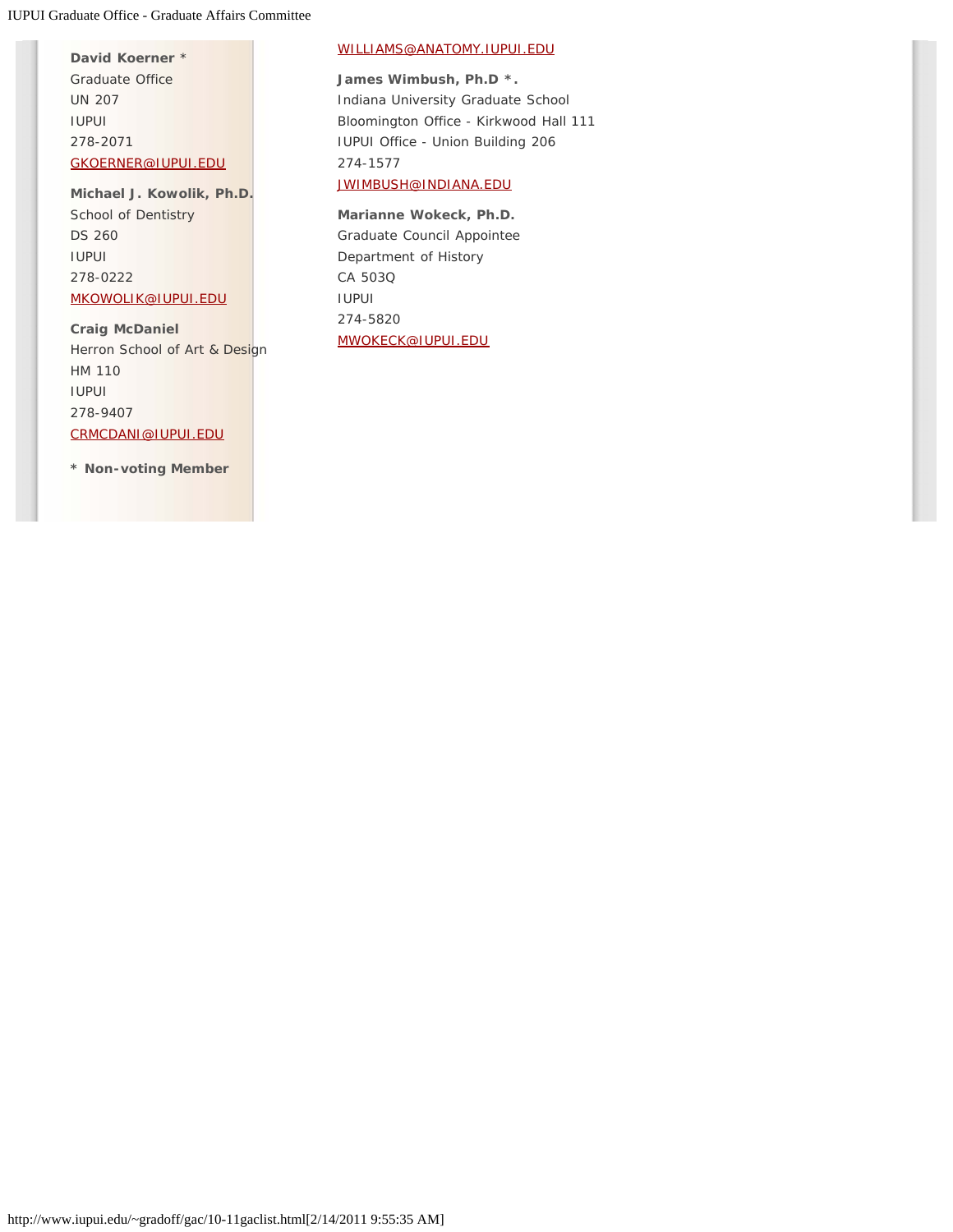**David Koerner** *
Graduate Office
UN 207
IUPUI
278-2071
GKOERNER@IUPUI.EDU

**Michael J. Kowolik, Ph.D.**
School of Dentistry
DS 260
IUPUI
278-0222
MKOWOLIK@IUPUI.EDU

**Craig McDaniel**
Herron School of Art & Design
HM 110
IUPUI
278-9407
CRMCDANI@IUPUI.EDU

**\* Non-voting Member**

WILLIAMS@ANATOMY.IUPUI.EDU

**James Wimbush, Ph.D *.**
Indiana University Graduate School
Bloomington Office - Kirkwood Hall 111
IUPUI Office - Union Building 206
274-1577
JWIMBUSH@INDIANA.EDU

**Marianne Wokeck, Ph.D.**
Graduate Council Appointee
Department of History
CA 503Q
IUPUI
274-5820
MWOKECK@IUPUI.EDU